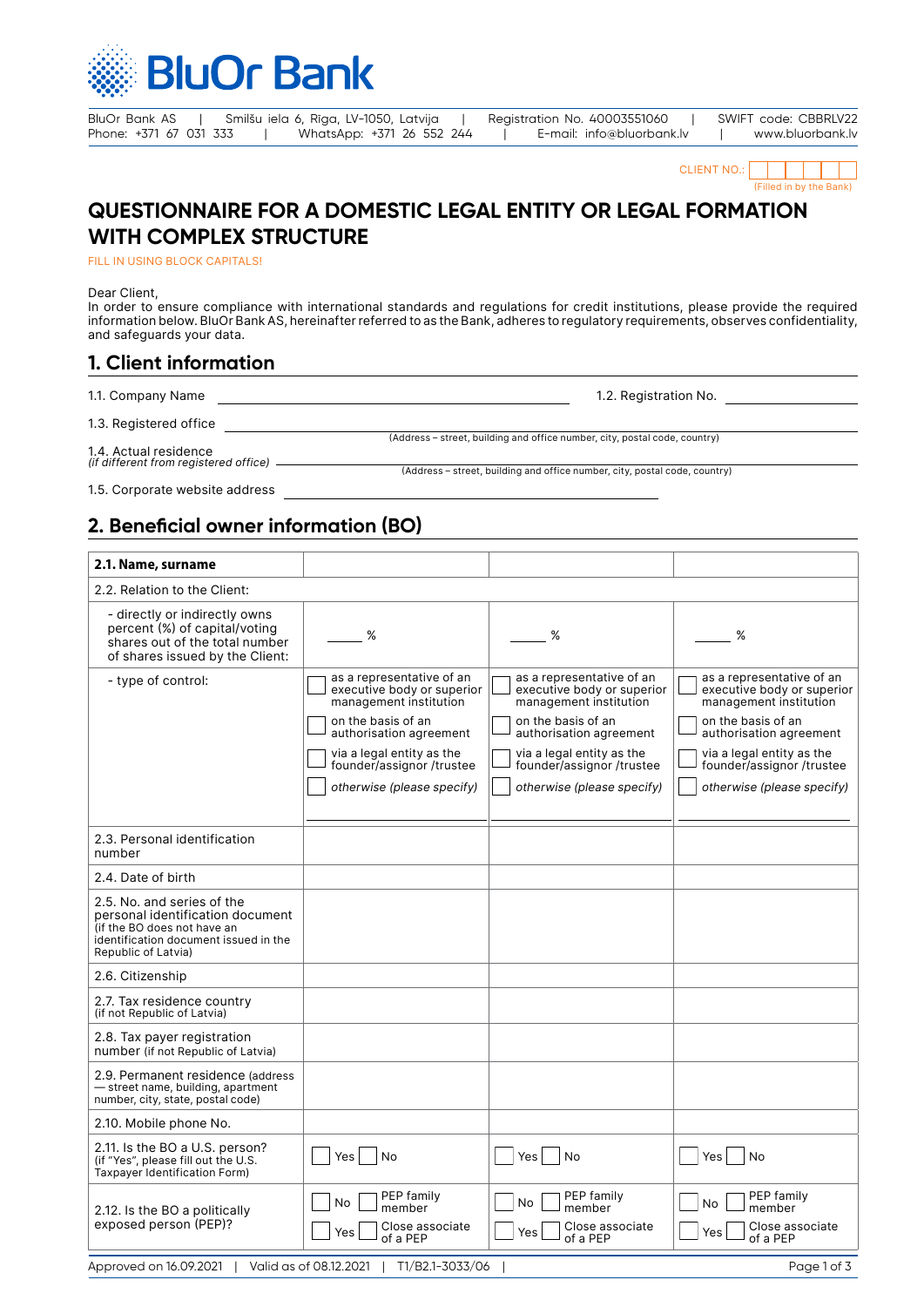BluOr Bank

BluOr Bank AS | Smilšu iela 6, Rīga, LV-1050, Latvija | Registration No. 40003551060 | SWIFT code: CBBRLV22
Phone: +371 67 031 333 | WhatsApp: +371 26 552 244 | E-mail: info@bluorbank.lv | www.bluorbank.lv

CLIENT NO.: ______ (Filled in by the Bank)

# QUESTIONNAIRE FOR A DOMESTIC LEGAL ENTITY OR LEGAL FORMATION WITH COMPLEX STRUCTURE

FILL IN USING BLOCK CAPITALS!

Dear Client,
In order to ensure compliance with international standards and regulations for credit institutions, please provide the required information below. BluOr Bank AS, hereinafter referred to as the Bank, adheres to regulatory requirements, observes confidentiality, and safeguards your data.

## 1. Client information

1.1. Company Name ____________________ 1.2. Registration No. ____________

1.3. Registered office ____________________
(Address – street, building and office number, city, postal code, country)

1.4. Actual residence
*(if different from registered office)* ____________________
(Address – street, building and office number, city, postal code, country)

1.5. Corporate website address ____________________

## 2. Beneficial owner information (BO)

| **2.1. Name, surname** | | | |
|---|---|---|---|
| 2.2. Relation to the Client: | | | |
| - directly or indirectly owns percent (%) of capital/voting shares out of the total number of shares issued by the Client: | ____ % | ____ % | ____ % |
| - type of control: | ☐ as a representative of an executive body or superior management institution<br>☐ on the basis of an authorisation agreement<br>☐ via a legal entity as the founder/assignor /trustee<br>☐ *otherwise (please specify)* ____ | ☐ as a representative of an executive body or superior management institution<br>☐ on the basis of an authorisation agreement<br>☐ via a legal entity as the founder/assignor /trustee<br>☐ *otherwise (please specify)* ____ | ☐ as a representative of an executive body or superior management institution<br>☐ on the basis of an authorisation agreement<br>☐ via a legal entity as the founder/assignor /trustee<br>☐ *otherwise (please specify)* ____ |
| 2.3. Personal identification number | | | |
| 2.4. Date of birth | | | |
| 2.5. No. and series of the personal identification document (if the BO does not have an identification document issued in the Republic of Latvia) | | | |
| 2.6. Citizenship | | | |
| 2.7. Tax residence country (if not Republic of Latvia) | | | |
| 2.8. Tax payer registration number (if not Republic of Latvia) | | | |
| 2.9. Permanent residence (address — street name, building, apartment number, city, state, postal code) | | | |
| 2.10. Mobile phone No. | | | |
| 2.11. Is the BO a U.S. person? (if "Yes", please fill out the U.S. Taxpayer Identification Form) | ☐ Yes ☐ No | ☐ Yes ☐ No | ☐ Yes ☐ No |
| 2.12. Is the BO a politically exposed person (PEP)? | ☐ No ☐ PEP family member<br>☐ Yes ☐ Close associate of a PEP | ☐ No ☐ PEP family member<br>☐ Yes ☐ Close associate of a PEP | ☐ No ☐ PEP family member<br>☐ Yes ☐ Close associate of a PEP |

Approved on 16.09.2021 | Valid as of 08.12.2021 | T1/B2.1-3033/06 |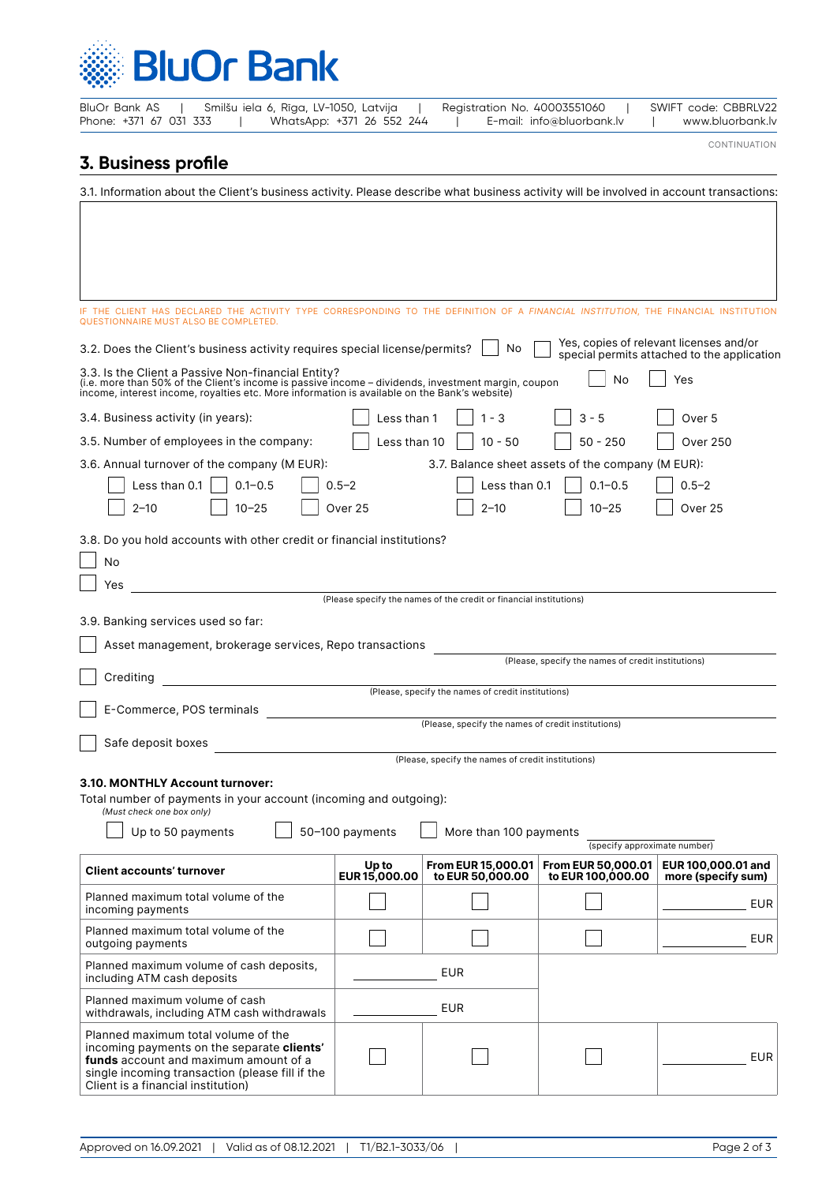CONTINUATION

## 3. Business profile

3.1. Information about the Client's business activity. Please describe what business activity will be involved in account transactions:

IF THE CLIENT HAS DECLARED THE ACTIVITY TYPE CORRESPONDING TO THE DEFINITION OF A *FINANCIAL INSTITUTION*, THE FINANCIAL INSTITUTION QUESTIONNAIRE MUST ALSO BE COMPLETED.

3.2. Does the Client's business activity requires special license/permits? ☐ No ☐ Yes, copies of relevant licenses and/or special permits attached to the application

3.3. Is the Client a Passive Non-financial Entity?
(i.e. more than 50% of the Client's income is passive income – dividends, investment margin, coupon income, interest income, royalties etc. More information is available on the Bank's website) ☐ No ☐ Yes

3.4. Business activity (in years): ☐ Less than 1 ☐ 1 - 3 ☐ 3 - 5 ☐ Over 5

3.5. Number of employees in the company: ☐ Less than 10 ☐ 10 - 50 ☐ 50 - 250 ☐ Over 250

3.6. Annual turnover of the company (M EUR):
☐ Less than 0.1 ☐ 0.1–0.5 ☐ 0.5–2
☐ 2–10 ☐ 10–25 ☐ Over 25

3.7. Balance sheet assets of the company (M EUR):
☐ Less than 0.1 ☐ 0.1–0.5 ☐ 0.5–2
☐ 2–10 ☐ 10–25 ☐ Over 25

3.8. Do you hold accounts with other credit or financial institutions?

☐ No

☐ Yes ____________________
(Please specify the names of the credit or financial institutions)

3.9. Banking services used so far:

☐ Asset management, brokerage services, Repo transactions ____________________
(Please, specify the names of credit institutions)

☐ Crediting ____________________
(Please, specify the names of credit institutions)

☐ E-Commerce, POS terminals ____________________
(Please, specify the names of credit institutions)

☐ Safe deposit boxes ____________________
(Please, specify the names of credit institutions)

**3.10. MONTHLY Account turnover:**

Total number of payments in your account (incoming and outgoing):
*(Must check one box only)*

☐ Up to 50 payments ☐ 50–100 payments ☐ More than 100 payments ____________________
(specify approximate number)

| Client accounts' turnover | Up to EUR 15,000.00 | From EUR 15,000.01 to EUR 50,000.00 | From EUR 50,000.01 to EUR 100,000.00 | EUR 100,000.01 and more (specify sum) |
|---|---|---|---|---|
| Planned maximum total volume of the incoming payments | ☐ | ☐ | ☐ | ________ EUR |
| Planned maximum total volume of the outgoing payments | ☐ | ☐ | ☐ | ________ EUR |
| Planned maximum volume of cash deposits, including ATM cash deposits | ________ EUR | | | |
| Planned maximum volume of cash withdrawals, including ATM cash withdrawals | ________ EUR | | | |
| Planned maximum total volume of the incoming payments on the separate clients' **funds** account and maximum amount of a single incoming transaction (please fill if the Client is a financial institution) | ☐ | ☐ | ☐ | ________ EUR |

Approved on 16.09.2021 | Valid as of 08.12.2021 | T1/B2.1-3033/06 |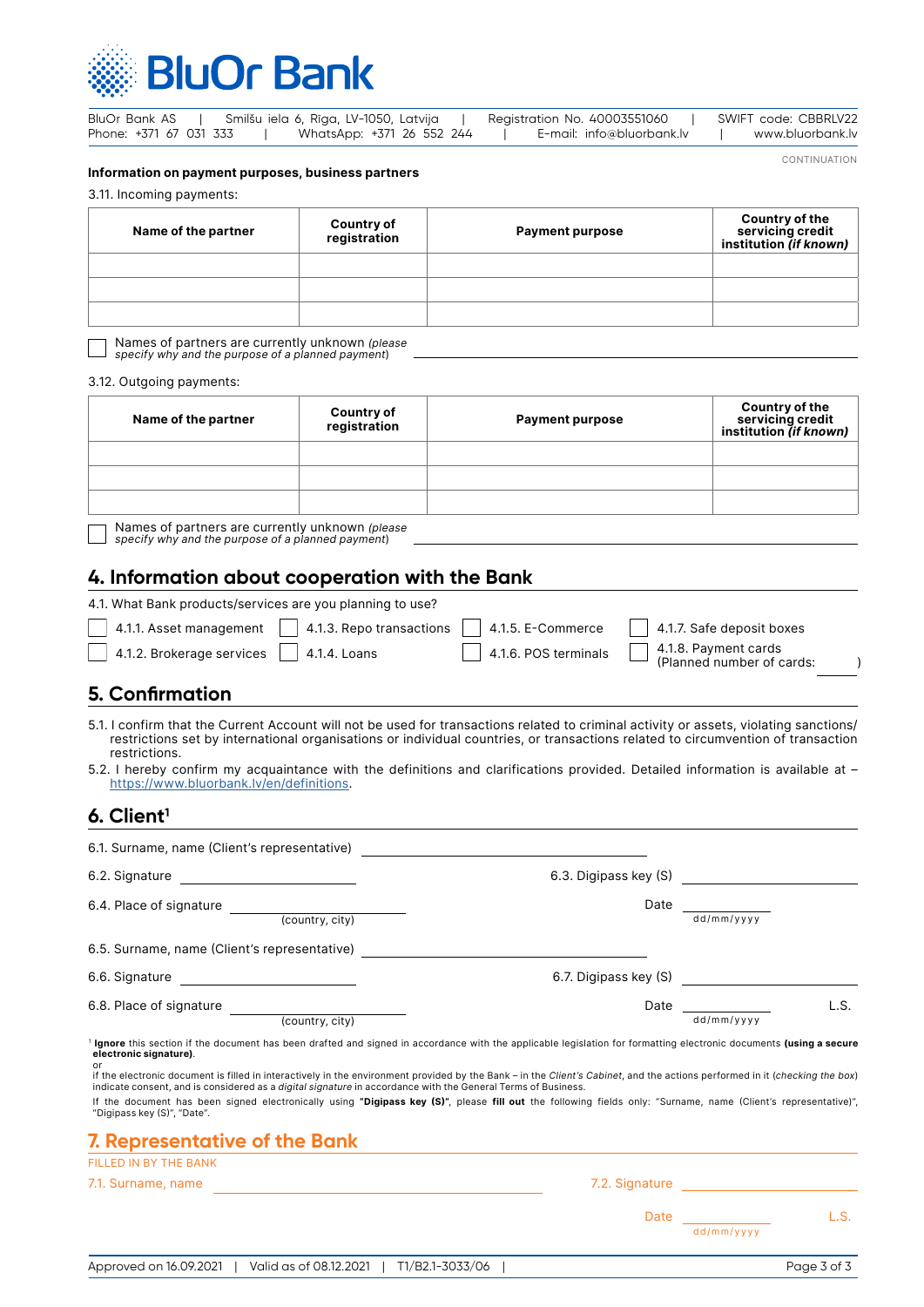CONTINUATION

**Information on payment purposes, business partners**

3.11. Incoming payments:

| Name of the partner | Country of registration | Payment purpose | Country of the servicing credit institution *(if known)* |
|---|---|---|---|
| | | | |
| | | | |
| | | | |

☐ Names of partners are currently unknown *(please specify why and the purpose of a planned payment)* ____________________

3.12. Outgoing payments:

| Name of the partner | Country of registration | Payment purpose | Country of the servicing credit institution *(if known)* |
|---|---|---|---|
| | | | |
| | | | |
| | | | |

☐ Names of partners are currently unknown *(please specify why and the purpose of a planned payment)* ____________________

## 4. Information about cooperation with the Bank

4.1. What Bank products/services are you planning to use?

☐ 4.1.1. Asset management
☐ 4.1.2. Brokerage services
☐ 4.1.3. Repo transactions
☐ 4.1.4. Loans
☐ 4.1.5. E-Commerce
☐ 4.1.6. POS terminals
☐ 4.1.7. Safe deposit boxes
☐ 4.1.8. Payment cards (Planned number of cards: ______ )

## 5. Confirmation

5.1. I confirm that the Current Account will not be used for transactions related to criminal activity or assets, violating sanctions/ restrictions set by international organisations or individual countries, or transactions related to circumvention of transaction restrictions.

5.2. I hereby confirm my acquaintance with the definitions and clarifications provided. Detailed information is available at – https://www.bluorbank.lv/en/definitions.

## 6. Client[1]

6.1. Surname, name (Client's representative) ____________________

6.2. Signature ____________________ 6.3. Digipass key (S) ____________________

6.4. Place of signature ____________________ (country, city) Date ____________ dd/mm/yyyy

6.5. Surname, name (Client's representative) ____________________

6.6. Signature ____________________ 6.7. Digipass key (S) ____________________

6.8. Place of signature ____________________ (country, city) Date ____________ dd/mm/yyyy L.S.

[1] **Ignore** this section if the document has been drafted and signed in accordance with the applicable legislation for formatting electronic documents **(using a secure electronic signature)**.
or
if the electronic document is filled in interactively in the environment provided by the Bank – in the *Client's Cabinet*, and the actions performed in it (*checking the box*) indicate consent, and is considered as a *digital signature* in accordance with the General Terms of Business.
If the document has been signed electronically using **"Digipass key (S)"**, please **fill out** the following fields only: "Surname, name (Client's representative)", "Digipass key (S)", "Date".

## 7. Representative of the Bank

FILLED IN BY THE BANK

7.1. Surname, name ____________________ 7.2. Signature ____________________

Date ____________ dd/mm/yyyy L.S.